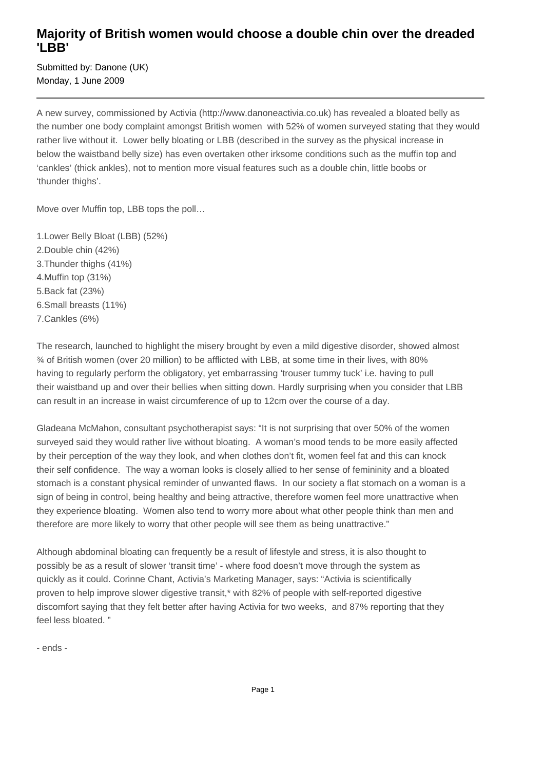# Majority of British women would choose a double chin over the dreaded 'LBB'

Submitted by: Danone (UK)
Monday, 1 June 2009

---

A new survey, commissioned by Activia (http://www.danoneactivia.co.uk) has revealed a bloated belly as the number one body complaint amongst British women with 52% of women surveyed stating that they would rather live without it. Lower belly bloating or LBB (described in the survey as the physical increase in below the waistband belly size) has even overtaken other irksome conditions such as the muffin top and 'cankles' (thick ankles), not to mention more visual features such as a double chin, little boobs or 'thunder thighs'.

Move over Muffin top, LBB tops the poll…

1. Lower Belly Bloat (LBB) (52%)
2. Double chin (42%)
3. Thunder thighs (41%)
4. Muffin top (31%)
5. Back fat (23%)
6. Small breasts (11%)
7. Cankles (6%)

The research, launched to highlight the misery brought by even a mild digestive disorder, showed almost ¾ of British women (over 20 million) to be afflicted with LBB, at some time in their lives, with 80% having to regularly perform the obligatory, yet embarrassing 'trouser tummy tuck' i.e. having to pull their waistband up and over their bellies when sitting down. Hardly surprising when you consider that LBB can result in an increase in waist circumference of up to 12cm over the course of a day.

Gladeana McMahon, consultant psychotherapist says: "It is not surprising that over 50% of the women surveyed said they would rather live without bloating. A woman's mood tends to be more easily affected by their perception of the way they look, and when clothes don't fit, women feel fat and this can knock their self confidence. The way a woman looks is closely allied to her sense of femininity and a bloated stomach is a constant physical reminder of unwanted flaws. In our society a flat stomach on a woman is a sign of being in control, being healthy and being attractive, therefore women feel more unattractive when they experience bloating. Women also tend to worry more about what other people think than men and therefore are more likely to worry that other people will see them as being unattractive."

Although abdominal bloating can frequently be a result of lifestyle and stress, it is also thought to possibly be as a result of slower 'transit time' - where food doesn't move through the system as quickly as it could. Corinne Chant, Activia's Marketing Manager, says: "Activia is scientifically proven to help improve slower digestive transit,* with 82% of people with self-reported digestive discomfort saying that they felt better after having Activia for two weeks, and 87% reporting that they feel less bloated. "

- ends -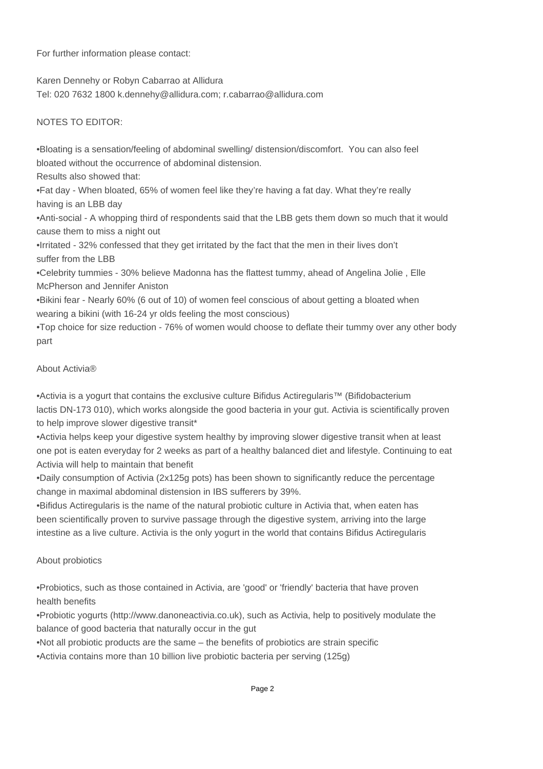For further information please contact:

Karen Dennehy or Robyn Cabarrao at Allidura
Tel: 020 7632 1800 k.dennehy@allidura.com; r.cabarrao@allidura.com

NOTES TO EDITOR:

- Bloating is a sensation/feeling of abdominal swelling/ distension/discomfort. You can also feel bloated without the occurrence of abdominal distension.

Results also showed that:

- Fat day - When bloated, 65% of women feel like they're having a fat day. What they're really having is an LBB day
- Anti-social - A whopping third of respondents said that the LBB gets them down so much that it would cause them to miss a night out
- Irritated - 32% confessed that they get irritated by the fact that the men in their lives don't suffer from the LBB
- Celebrity tummies - 30% believe Madonna has the flattest tummy, ahead of Angelina Jolie , Elle McPherson and Jennifer Aniston
- Bikini fear - Nearly 60% (6 out of 10) of women feel conscious of about getting a bloated when wearing a bikini (with 16-24 yr olds feeling the most conscious)
- Top choice for size reduction - 76% of women would choose to deflate their tummy over any other body part

About Activia®

- Activia is a yogurt that contains the exclusive culture Bifidus Actiregularis™ (Bifidobacterium lactis DN-173 010), which works alongside the good bacteria in your gut. Activia is scientifically proven to help improve slower digestive transit*
- Activia helps keep your digestive system healthy by improving slower digestive transit when at least one pot is eaten everyday for 2 weeks as part of a healthy balanced diet and lifestyle. Continuing to eat Activia will help to maintain that benefit
- Daily consumption of Activia (2x125g pots) has been shown to significantly reduce the percentage change in maximal abdominal distension in IBS sufferers by 39%.
- Bifidus Actiregularis is the name of the natural probiotic culture in Activia that, when eaten has been scientifically proven to survive passage through the digestive system, arriving into the large intestine as a live culture. Activia is the only yogurt in the world that contains Bifidus Actiregularis

About probiotics

- Probiotics, such as those contained in Activia, are 'good' or 'friendly' bacteria that have proven health benefits
- Probiotic yogurts (http://www.danoneactivia.co.uk), such as Activia, help to positively modulate the balance of good bacteria that naturally occur in the gut
- Not all probiotic products are the same – the benefits of probiotics are strain specific
- Activia contains more than 10 billion live probiotic bacteria per serving (125g)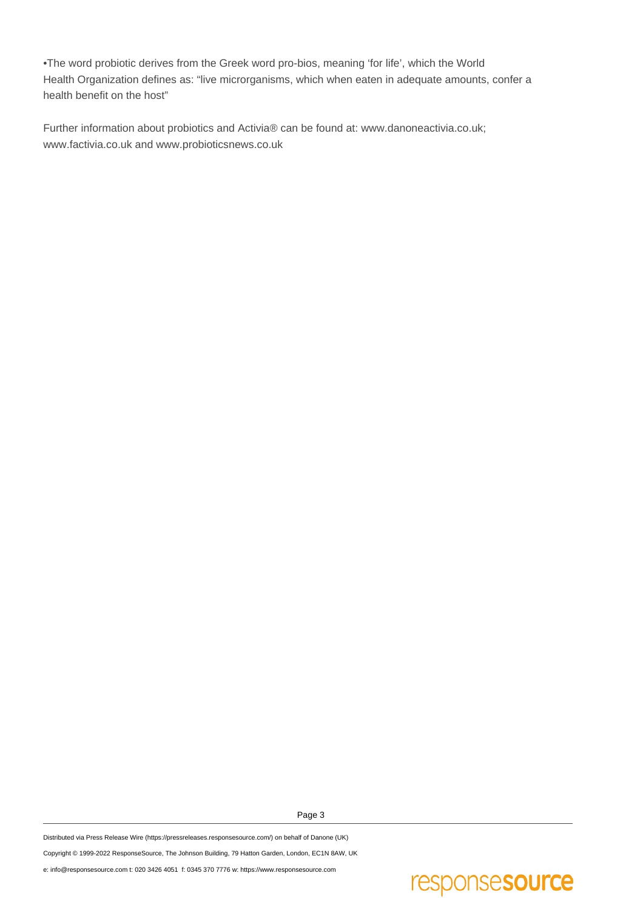•The word probiotic derives from the Greek word pro-bios, meaning 'for life', which the World Health Organization defines as: "live microrganisms, which when eaten in adequate amounts, confer a health benefit on the host"

Further information about probiotics and Activia® can be found at: www.danoneactivia.co.uk; www.factivia.co.uk and www.probioticsnews.co.uk